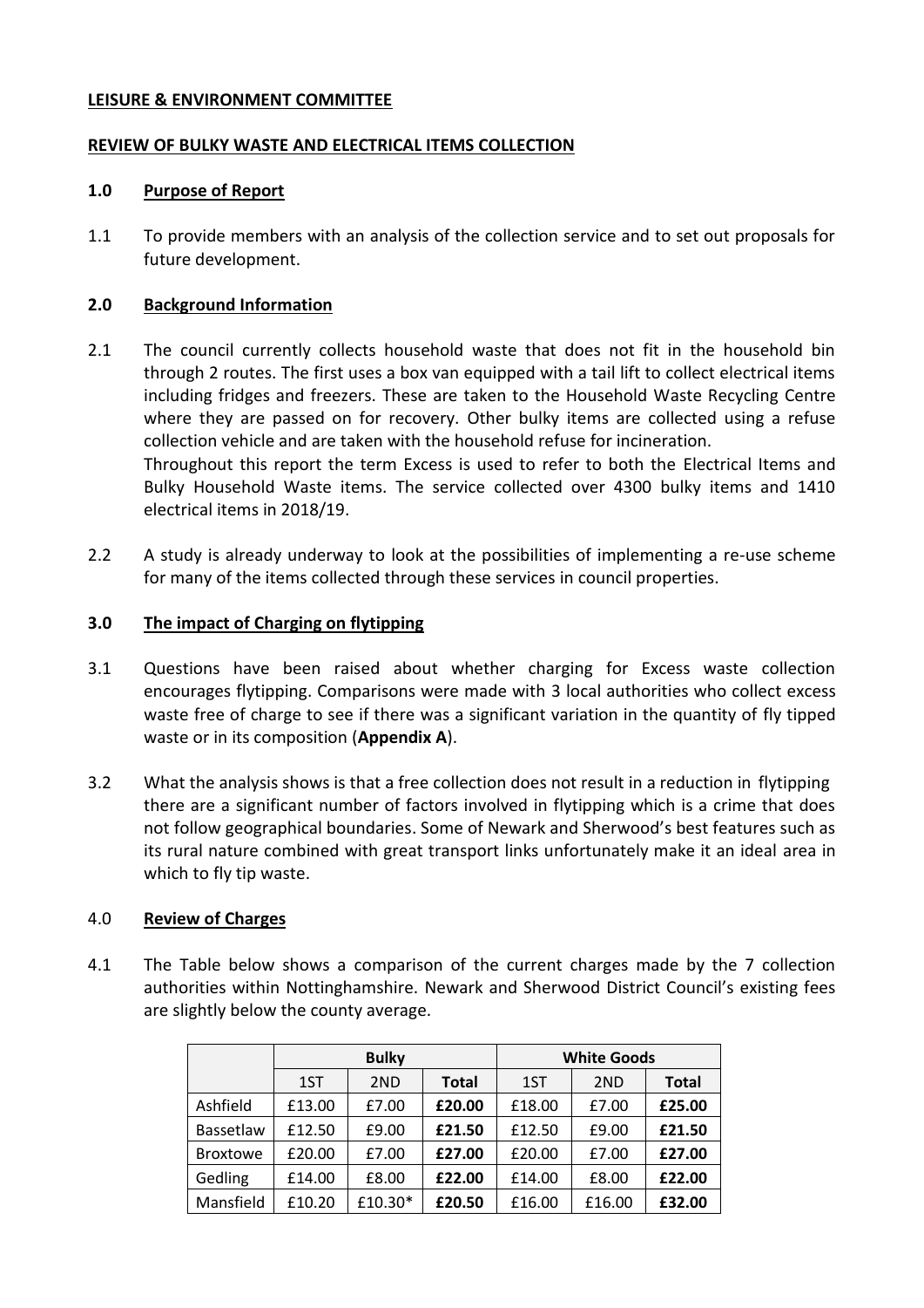**LEISURE & ENVIRONMENT COMMITTEE**

**REVIEW OF BULKY WASTE AND ELECTRICAL ITEMS COLLECTION**

## 1.0 Purpose of Report

1.1 To provide members with an analysis of the collection service and to set out proposals for future development.

## 2.0 Background Information

2.1 The council currently collects household waste that does not fit in the household bin through 2 routes. The first uses a box van equipped with a tail lift to collect electrical items including fridges and freezers. These are taken to the Household Waste Recycling Centre where they are passed on for recovery. Other bulky items are collected using a refuse collection vehicle and are taken with the household refuse for incineration.

Throughout this report the term Excess is used to refer to both the Electrical Items and Bulky Household Waste items. The service collected over 4300 bulky items and 1410 electrical items in 2018/19.

2.2 A study is already underway to look at the possibilities of implementing a re-use scheme for many of the items collected through these services in council properties.

## 3.0 The impact of Charging on flytipping

3.1 Questions have been raised about whether charging for Excess waste collection encourages flytipping. Comparisons were made with 3 local authorities who collect excess waste free of charge to see if there was a significant variation in the quantity of fly tipped waste or in its composition (**Appendix A**).

3.2 What the analysis shows is that a free collection does not result in a reduction in flytipping there are a significant number of factors involved in flytipping which is a crime that does not follow geographical boundaries. Some of Newark and Sherwood's best features such as its rural nature combined with great transport links unfortunately make it an ideal area in which to fly tip waste.

## 4.0 Review of Charges

4.1 The Table below shows a comparison of the current charges made by the 7 collection authorities within Nottinghamshire. Newark and Sherwood District Council's existing fees are slightly below the county average.

| | Bulky | | | White Goods | | |
|---|---|---|---|---|---|---|
| | 1ST | 2ND | **Total** | 1ST | 2ND | **Total** |
| Ashfield | £13.00 | £7.00 | **£20.00** | £18.00 | £7.00 | **£25.00** |
| Bassetlaw | £12.50 | £9.00 | **£21.50** | £12.50 | £9.00 | **£21.50** |
| Broxtowe | £20.00 | £7.00 | **£27.00** | £20.00 | £7.00 | **£27.00** |
| Gedling | £14.00 | £8.00 | **£22.00** | £14.00 | £8.00 | **£22.00** |
| Mansfield | £10.20 | £10.30* | **£20.50** | £16.00 | £16.00 | **£32.00** |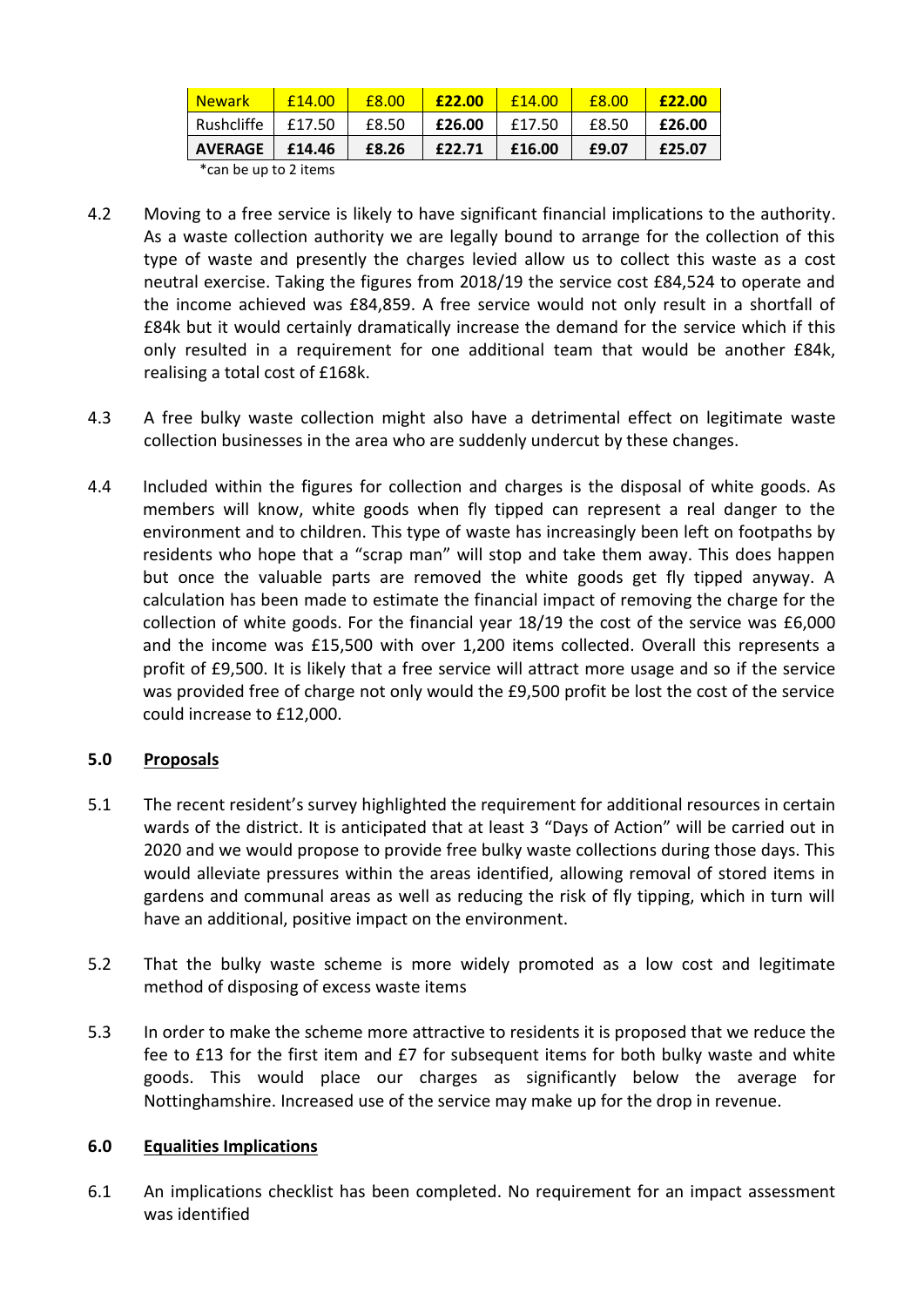| Newark | £14.00 | £8.00 | **£22.00** | £14.00 | £8.00 | **£22.00** |
|---|---|---|---|---|---|---|
| Rushcliffe | £17.50 | £8.50 | **£26.00** | £17.50 | £8.50 | **£26.00** |
| **AVERAGE** | **£14.46** | **£8.26** | **£22.71** | **£16.00** | **£9.07** | **£25.07** |

*can be up to 2 items

4.2 Moving to a free service is likely to have significant financial implications to the authority. As a waste collection authority we are legally bound to arrange for the collection of this type of waste and presently the charges levied allow us to collect this waste as a cost neutral exercise. Taking the figures from 2018/19 the service cost £84,524 to operate and the income achieved was £84,859. A free service would not only result in a shortfall of £84k but it would certainly dramatically increase the demand for the service which if this only resulted in a requirement for one additional team that would be another £84k, realising a total cost of £168k.

4.3 A free bulky waste collection might also have a detrimental effect on legitimate waste collection businesses in the area who are suddenly undercut by these changes.

4.4 Included within the figures for collection and charges is the disposal of white goods. As members will know, white goods when fly tipped can represent a real danger to the environment and to children. This type of waste has increasingly been left on footpaths by residents who hope that a "scrap man" will stop and take them away. This does happen but once the valuable parts are removed the white goods get fly tipped anyway. A calculation has been made to estimate the financial impact of removing the charge for the collection of white goods. For the financial year 18/19 the cost of the service was £6,000 and the income was £15,500 with over 1,200 items collected. Overall this represents a profit of £9,500. It is likely that a free service will attract more usage and so if the service was provided free of charge not only would the £9,500 profit be lost the cost of the service could increase to £12,000.

## 5.0 Proposals

5.1 The recent resident's survey highlighted the requirement for additional resources in certain wards of the district. It is anticipated that at least 3 "Days of Action" will be carried out in 2020 and we would propose to provide free bulky waste collections during those days. This would alleviate pressures within the areas identified, allowing removal of stored items in gardens and communal areas as well as reducing the risk of fly tipping, which in turn will have an additional, positive impact on the environment.

5.2 That the bulky waste scheme is more widely promoted as a low cost and legitimate method of disposing of excess waste items

5.3 In order to make the scheme more attractive to residents it is proposed that we reduce the fee to £13 for the first item and £7 for subsequent items for both bulky waste and white goods. This would place our charges as significantly below the average for Nottinghamshire. Increased use of the service may make up for the drop in revenue.

## 6.0 Equalities Implications

6.1 An implications checklist has been completed. No requirement for an impact assessment was identified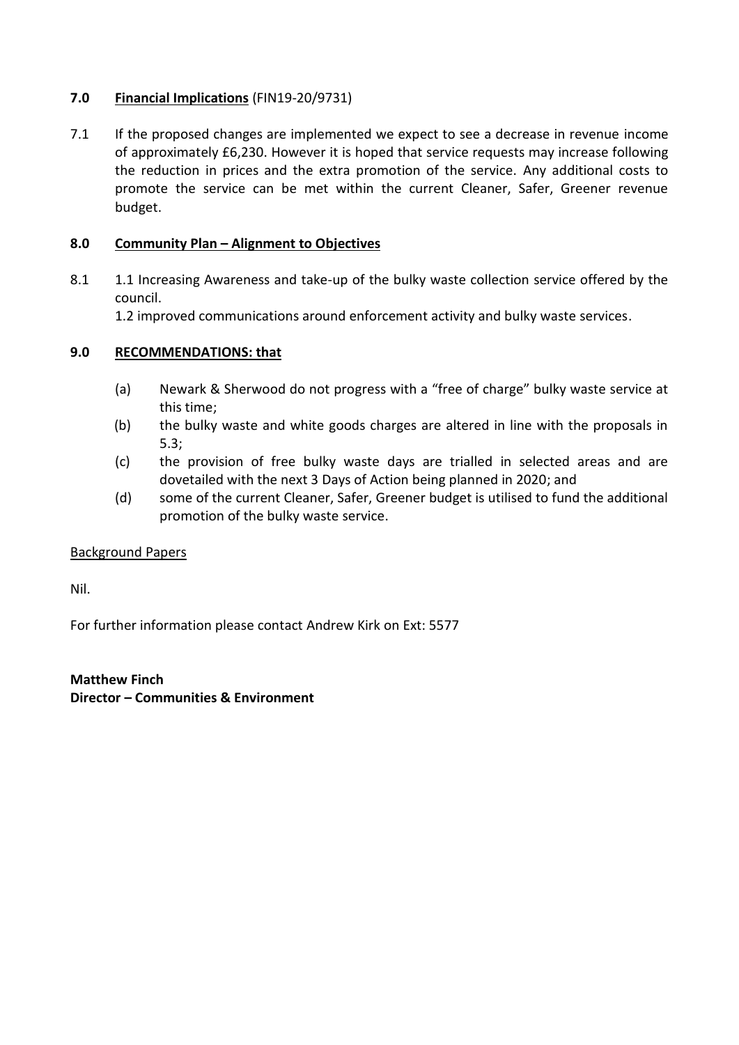## 7.0 Financial Implications (FIN19-20/9731)

7.1 If the proposed changes are implemented we expect to see a decrease in revenue income of approximately £6,230. However it is hoped that service requests may increase following the reduction in prices and the extra promotion of the service. Any additional costs to promote the service can be met within the current Cleaner, Safer, Greener revenue budget.

## 8.0 Community Plan – Alignment to Objectives

8.1 1.1 Increasing Awareness and take-up of the bulky waste collection service offered by the council.

1.2 improved communications around enforcement activity and bulky waste services.

## 9.0 RECOMMENDATIONS: that

(a) Newark & Sherwood do not progress with a "free of charge" bulky waste service at this time;

(b) the bulky waste and white goods charges are altered in line with the proposals in 5.3;

(c) the provision of free bulky waste days are trialled in selected areas and are dovetailed with the next 3 Days of Action being planned in 2020; and

(d) some of the current Cleaner, Safer, Greener budget is utilised to fund the additional promotion of the bulky waste service.

Background Papers

Nil.

For further information please contact Andrew Kirk on Ext: 5577

**Matthew Finch**
**Director – Communities & Environment**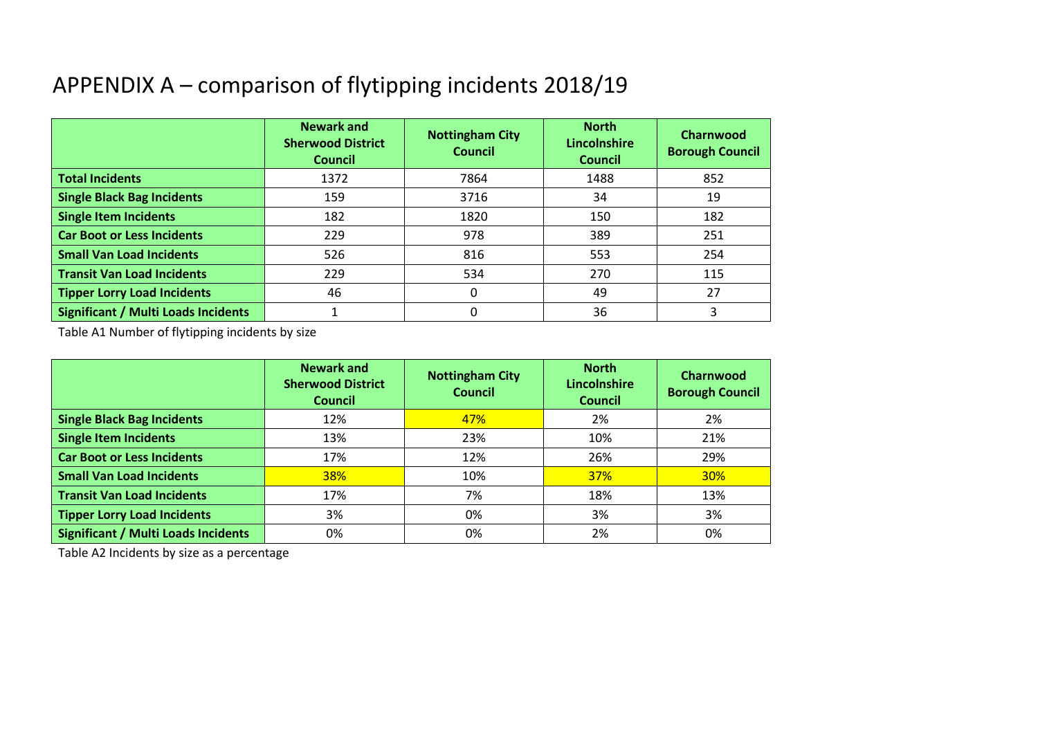# APPENDIX A – comparison of flytipping incidents 2018/19

| | Newark and Sherwood District Council | Nottingham City Council | North Lincolnshire Council | Charnwood Borough Council |
|---|---|---|---|---|
| **Total Incidents** | 1372 | 7864 | 1488 | 852 |
| **Single Black Bag Incidents** | 159 | 3716 | 34 | 19 |
| **Single Item Incidents** | 182 | 1820 | 150 | 182 |
| **Car Boot or Less Incidents** | 229 | 978 | 389 | 251 |
| **Small Van Load Incidents** | 526 | 816 | 553 | 254 |
| **Transit Van Load Incidents** | 229 | 534 | 270 | 115 |
| **Tipper Lorry Load Incidents** | 46 | 0 | 49 | 27 |
| **Significant / Multi Loads Incidents** | 1 | 0 | 36 | 3 |

Table A1 Number of flytipping incidents by size

| | Newark and Sherwood District Council | Nottingham City Council | North Lincolnshire Council | Charnwood Borough Council |
|---|---|---|---|---|
| **Single Black Bag Incidents** | 12% | 47% | 2% | 2% |
| **Single Item Incidents** | 13% | 23% | 10% | 21% |
| **Car Boot or Less Incidents** | 17% | 12% | 26% | 29% |
| **Small Van Load Incidents** | 38% | 10% | 37% | 30% |
| **Transit Van Load Incidents** | 17% | 7% | 18% | 13% |
| **Tipper Lorry Load Incidents** | 3% | 0% | 3% | 3% |
| **Significant / Multi Loads Incidents** | 0% | 0% | 2% | 0% |

Table A2 Incidents by size as a percentage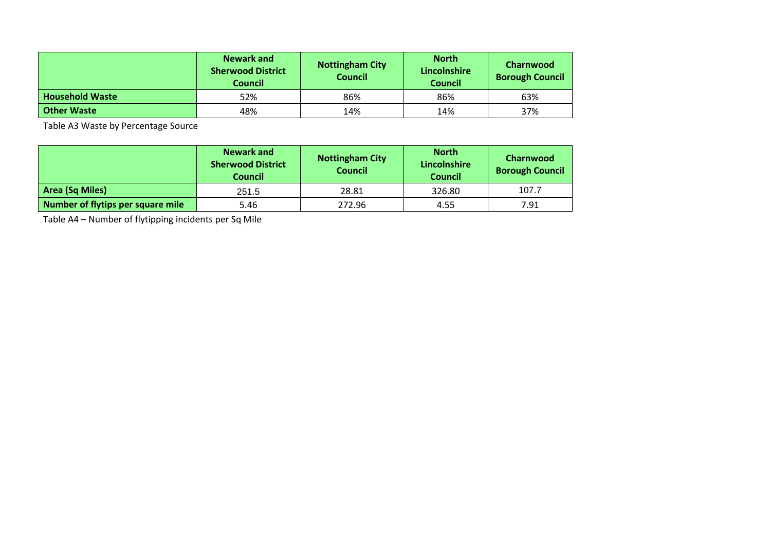| | Newark and Sherwood District Council | Nottingham City Council | North Lincolnshire Council | Charnwood Borough Council |
|---|---|---|---|---|
| **Household Waste** | 52% | 86% | 86% | 63% |
| **Other Waste** | 48% | 14% | 14% | 37% |

Table A3 Waste by Percentage Source

| | Newark and Sherwood District Council | Nottingham City Council | North Lincolnshire Council | Charnwood Borough Council |
|---|---|---|---|---|
| **Area (Sq Miles)** | 251.5 | 28.81 | 326.80 | 107.7 |
| **Number of flytips per square mile** | 5.46 | 272.96 | 4.55 | 7.91 |

Table A4 – Number of flytipping incidents per Sq Mile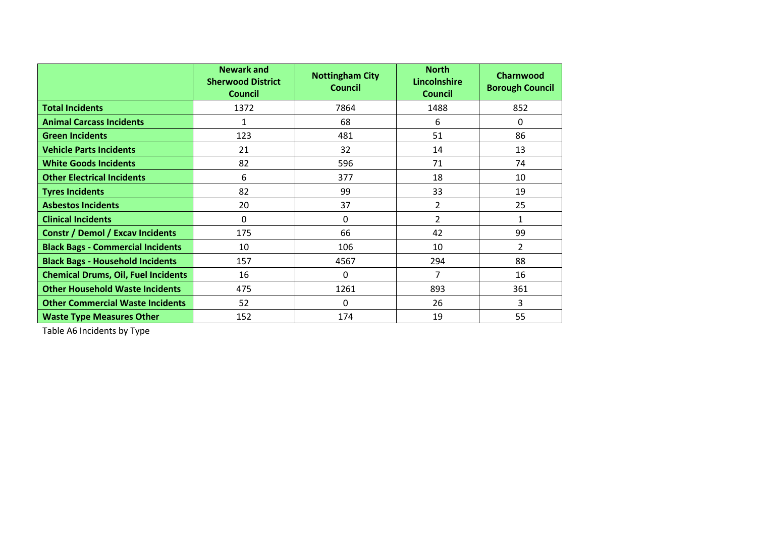| | Newark and Sherwood District Council | Nottingham City Council | North Lincolnshire Council | Charnwood Borough Council |
|---|---|---|---|---|
| **Total Incidents** | 1372 | 7864 | 1488 | 852 |
| **Animal Carcass Incidents** | 1 | 68 | 6 | 0 |
| **Green Incidents** | 123 | 481 | 51 | 86 |
| **Vehicle Parts Incidents** | 21 | 32 | 14 | 13 |
| **White Goods Incidents** | 82 | 596 | 71 | 74 |
| **Other Electrical Incidents** | 6 | 377 | 18 | 10 |
| **Tyres Incidents** | 82 | 99 | 33 | 19 |
| **Asbestos Incidents** | 20 | 37 | 2 | 25 |
| **Clinical Incidents** | 0 | 0 | 2 | 1 |
| **Constr / Demol / Excav Incidents** | 175 | 66 | 42 | 99 |
| **Black Bags - Commercial Incidents** | 10 | 106 | 10 | 2 |
| **Black Bags - Household Incidents** | 157 | 4567 | 294 | 88 |
| **Chemical Drums, Oil, Fuel Incidents** | 16 | 0 | 7 | 16 |
| **Other Household Waste Incidents** | 475 | 1261 | 893 | 361 |
| **Other Commercial Waste Incidents** | 52 | 0 | 26 | 3 |
| **Waste Type Measures Other** | 152 | 174 | 19 | 55 |

Table A6 Incidents by Type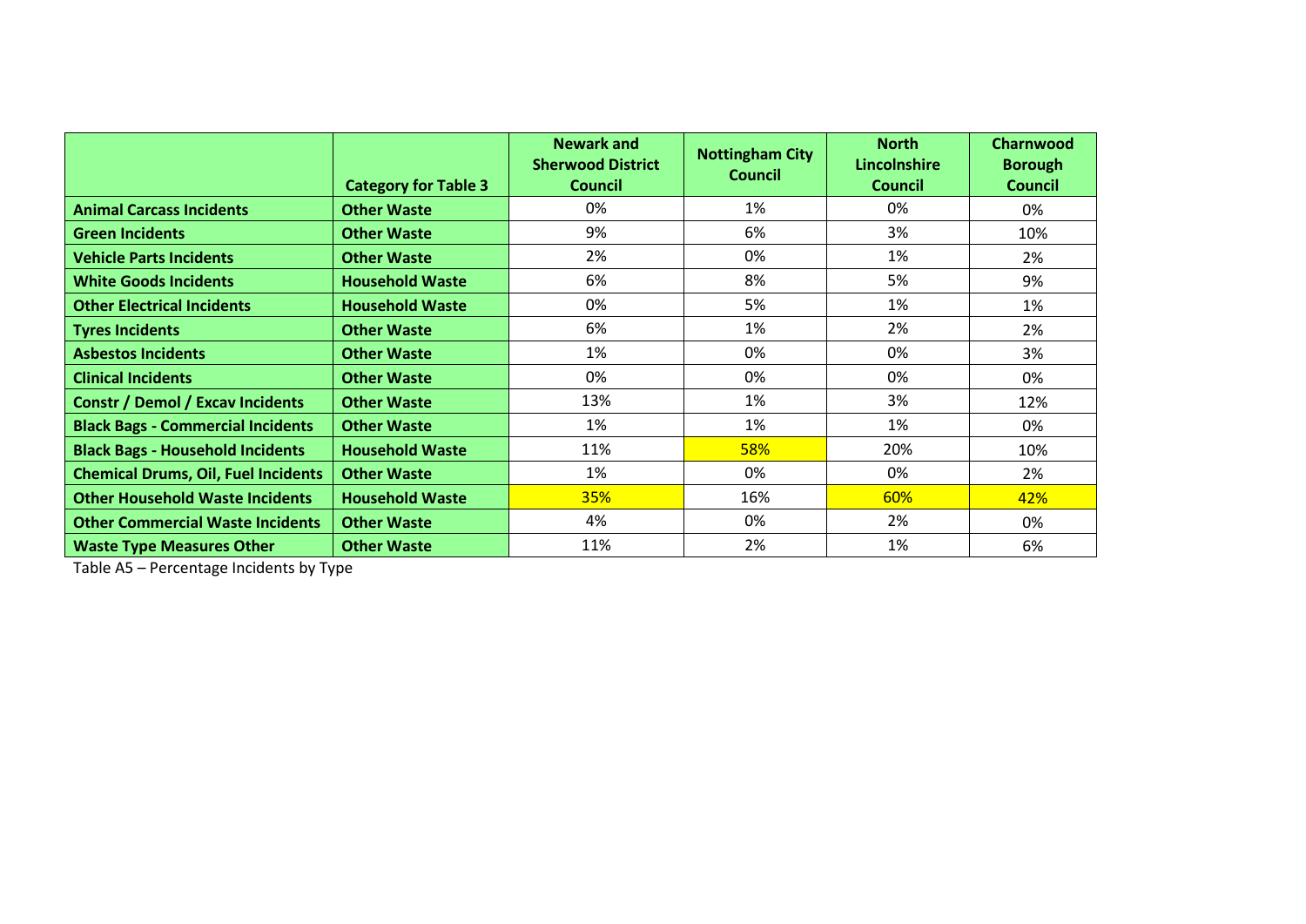| | Category for Table 3 | Newark and Sherwood District Council | Nottingham City Council | North Lincolnshire Council | Charnwood Borough Council |
|---|---|---|---|---|---|
| **Animal Carcass Incidents** | **Other Waste** | 0% | 1% | 0% | 0% |
| **Green Incidents** | **Other Waste** | 9% | 6% | 3% | 10% |
| **Vehicle Parts Incidents** | **Other Waste** | 2% | 0% | 1% | 2% |
| **White Goods Incidents** | **Household Waste** | 6% | 8% | 5% | 9% |
| **Other Electrical Incidents** | **Household Waste** | 0% | 5% | 1% | 1% |
| **Tyres Incidents** | **Other Waste** | 6% | 1% | 2% | 2% |
| **Asbestos Incidents** | **Other Waste** | 1% | 0% | 0% | 3% |
| **Clinical Incidents** | **Other Waste** | 0% | 0% | 0% | 0% |
| **Constr / Demol / Excav Incidents** | **Other Waste** | 13% | 1% | 3% | 12% |
| **Black Bags - Commercial Incidents** | **Other Waste** | 1% | 1% | 1% | 0% |
| **Black Bags - Household Incidents** | **Household Waste** | 11% | 58% | 20% | 10% |
| **Chemical Drums, Oil, Fuel Incidents** | **Other Waste** | 1% | 0% | 0% | 2% |
| **Other Household Waste Incidents** | **Household Waste** | 35% | 16% | 60% | 42% |
| **Other Commercial Waste Incidents** | **Other Waste** | 4% | 0% | 2% | 0% |
| **Waste Type Measures Other** | **Other Waste** | 11% | 2% | 1% | 6% |

Table A5 – Percentage Incidents by Type